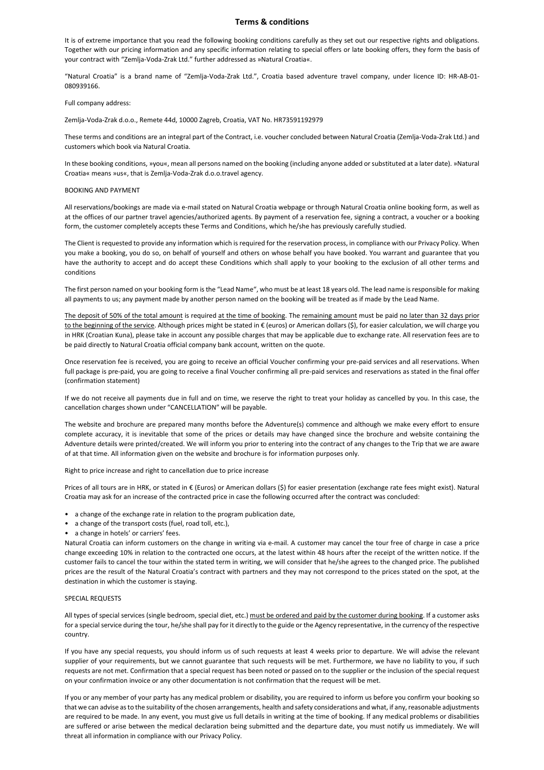# Terms & conditions

It is of extreme importance that you read the following booking conditions carefully as they set out our respective rights and obligations. Together with our pricing information and any specific information relating to special offers or late booking offers, they form the basis of your contract with "Zemlja-Voda-Zrak Ltd." further addressed as »Natural Croatia«.

"Natural Croatia" is a brand name of "Zemlja-Voda-Zrak Ltd.", Croatia based adventure travel company, under licence ID: HR-AB-01-080939166.

Full company address:

Zemlja-Voda-Zrak d.o.o., Remete 44d, 10000 Zagreb, Croatia, VAT No. HR73591192979

These terms and conditions are an integral part of the Contract, i.e. voucher concluded between Natural Croatia (Zemlja-Voda-Zrak Ltd.) and customers which book via Natural Croatia.

In these booking conditions, »you«, mean all persons named on the booking (including anyone added or substituted at a later date). »Natural Croatia« means »us«, that is Zemlja-Voda-Zrak d.o.o.travel agency.

## BOOKING AND PAYMENT

All reservations/bookings are made via e-mail stated on Natural Croatia webpage or through Natural Croatia online booking form, as well as at the offices of our partner travel agencies/authorized agents. By payment of a reservation fee, signing a contract, a voucher or a booking form, the customer completely accepts these Terms and Conditions, which he/she has previously carefully studied.

The Client is requested to provide any information which is required for the reservation process, in compliance with our Privacy Policy. When you make a booking, you do so, on behalf of yourself and others on whose behalf you have booked. You warrant and guarantee that you have the authority to accept and do accept these Conditions which shall apply to your booking to the exclusion of all other terms and conditions

The first person named on your booking form is the "Lead Name", who must be at least 18 years old. The lead name is responsible for making all payments to us; any payment made by another person named on the booking will be treated as if made by the Lead Name.

The deposit of 50% of the total amount is required at the time of booking. The remaining amount must be paid no later than 32 days prior to the beginning of the service. Although prices might be stated in € (euros) or American dollars ($), for easier calculation, we will charge you in HRK (Croatian Kuna), please take in account any possible charges that may be applicable due to exchange rate. All reservation fees are to be paid directly to Natural Croatia official company bank account, written on the quote.

Once reservation fee is received, you are going to receive an official Voucher confirming your pre-paid services and all reservations. When full package is pre-paid, you are going to receive a final Voucher confirming all pre-paid services and reservations as stated in the final offer (confirmation statement)

If we do not receive all payments due in full and on time, we reserve the right to treat your holiday as cancelled by you. In this case, the cancellation charges shown under "CANCELLATION" will be payable.

The website and brochure are prepared many months before the Adventure(s) commence and although we make every effort to ensure complete accuracy, it is inevitable that some of the prices or details may have changed since the brochure and website containing the Adventure details were printed/created. We will inform you prior to entering into the contract of any changes to the Trip that we are aware of at that time. All information given on the website and brochure is for information purposes only.

Right to price increase and right to cancellation due to price increase

Prices of all tours are in HRK, or stated in € (Euros) or American dollars ($) for easier presentation (exchange rate fees might exist). Natural Croatia may ask for an increase of the contracted price in case the following occurred after the contract was concluded:

- a change of the exchange rate in relation to the program publication date,
- a change of the transport costs (fuel, road toll, etc.),
- a change in hotels' or carriers' fees.

Natural Croatia can inform customers on the change in writing via e-mail. A customer may cancel the tour free of charge in case a price change exceeding 10% in relation to the contracted one occurs, at the latest within 48 hours after the receipt of the written notice. If the customer fails to cancel the tour within the stated term in writing, we will consider that he/she agrees to the changed price. The published prices are the result of the Natural Croatia's contract with partners and they may not correspond to the prices stated on the spot, at the destination in which the customer is staying.

## SPECIAL REQUESTS

All types of special services (single bedroom, special diet, etc.) must be ordered and paid by the customer during booking. If a customer asks for a special service during the tour, he/she shall pay for it directly to the guide or the Agency representative, in the currency of the respective country.

If you have any special requests, you should inform us of such requests at least 4 weeks prior to departure. We will advise the relevant supplier of your requirements, but we cannot guarantee that such requests will be met. Furthermore, we have no liability to you, if such requests are not met. Confirmation that a special request has been noted or passed on to the supplier or the inclusion of the special request on your confirmation invoice or any other documentation is not confirmation that the request will be met.

If you or any member of your party has any medical problem or disability, you are required to inform us before you confirm your booking so that we can advise as to the suitability of the chosen arrangements, health and safety considerations and what, if any, reasonable adjustments are required to be made. In any event, you must give us full details in writing at the time of booking. If any medical problems or disabilities are suffered or arise between the medical declaration being submitted and the departure date, you must notify us immediately. We will threat all information in compliance with our Privacy Policy.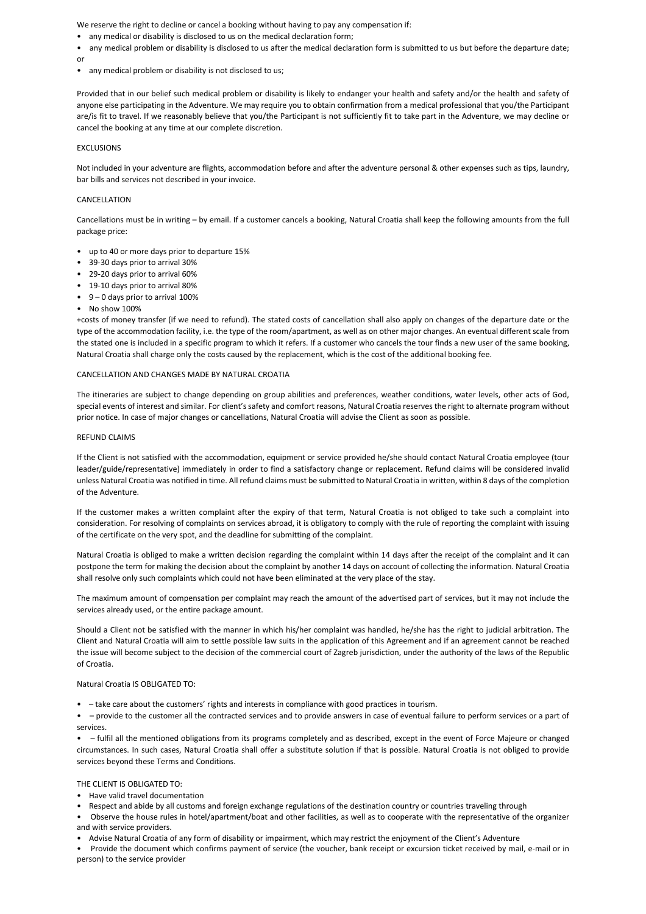We reserve the right to decline or cancel a booking without having to pay any compensation if:

- any medical or disability is disclosed to us on the medical declaration form;
- any medical problem or disability is disclosed to us after the medical declaration form is submitted to us but before the departure date; or
- any medical problem or disability is not disclosed to us;

Provided that in our belief such medical problem or disability is likely to endanger your health and safety and/or the health and safety of anyone else participating in the Adventure. We may require you to obtain confirmation from a medical professional that you/the Participant are/is fit to travel. If we reasonably believe that you/the Participant is not sufficiently fit to take part in the Adventure, we may decline or cancel the booking at any time at our complete discretion.

## EXCLUSIONS

Not included in your adventure are flights, accommodation before and after the adventure personal & other expenses such as tips, laundry, bar bills and services not described in your invoice.

## CANCELLATION

Cancellations must be in writing – by email. If a customer cancels a booking, Natural Croatia shall keep the following amounts from the full package price:

- up to 40 or more days prior to departure 15%
- 39-30 days prior to arrival 30%
- 29-20 days prior to arrival 60%
- 19-10 days prior to arrival 80%
- 9 – 0 days prior to arrival 100%
- No show 100%

+costs of money transfer (if we need to refund). The stated costs of cancellation shall also apply on changes of the departure date or the type of the accommodation facility, i.e. the type of the room/apartment, as well as on other major changes. An eventual different scale from the stated one is included in a specific program to which it refers. If a customer who cancels the tour finds a new user of the same booking, Natural Croatia shall charge only the costs caused by the replacement, which is the cost of the additional booking fee.

## CANCELLATION AND CHANGES MADE BY NATURAL CROATIA

The itineraries are subject to change depending on group abilities and preferences, weather conditions, water levels, other acts of God, special events of interest and similar. For client's safety and comfort reasons, Natural Croatia reserves the right to alternate program without prior notice. In case of major changes or cancellations, Natural Croatia will advise the Client as soon as possible.

## REFUND CLAIMS

If the Client is not satisfied with the accommodation, equipment or service provided he/she should contact Natural Croatia employee (tour leader/guide/representative) immediately in order to find a satisfactory change or replacement. Refund claims will be considered invalid unless Natural Croatia was notified in time. All refund claims must be submitted to Natural Croatia in written, within 8 days of the completion of the Adventure.

If the customer makes a written complaint after the expiry of that term, Natural Croatia is not obliged to take such a complaint into consideration. For resolving of complaints on services abroad, it is obligatory to comply with the rule of reporting the complaint with issuing of the certificate on the very spot, and the deadline for submitting of the complaint.

Natural Croatia is obliged to make a written decision regarding the complaint within 14 days after the receipt of the complaint and it can postpone the term for making the decision about the complaint by another 14 days on account of collecting the information. Natural Croatia shall resolve only such complaints which could not have been eliminated at the very place of the stay.

The maximum amount of compensation per complaint may reach the amount of the advertised part of services, but it may not include the services already used, or the entire package amount.

Should a Client not be satisfied with the manner in which his/her complaint was handled, he/she has the right to judicial arbitration. The Client and Natural Croatia will aim to settle possible law suits in the application of this Agreement and if an agreement cannot be reached the issue will become subject to the decision of the commercial court of Zagreb jurisdiction, under the authority of the laws of the Republic of Croatia.

## Natural Croatia IS OBLIGATED TO:

- – take care about the customers' rights and interests in compliance with good practices in tourism.
- – provide to the customer all the contracted services and to provide answers in case of eventual failure to perform services or a part of services.
- – fulfil all the mentioned obligations from its programs completely and as described, except in the event of Force Majeure or changed circumstances. In such cases, Natural Croatia shall offer a substitute solution if that is possible. Natural Croatia is not obliged to provide services beyond these Terms and Conditions.

## THE CLIENT IS OBLIGATED TO:

- Have valid travel documentation
- Respect and abide by all customs and foreign exchange regulations of the destination country or countries traveling through
- Observe the house rules in hotel/apartment/boat and other facilities, as well as to cooperate with the representative of the organizer and with service providers.
- Advise Natural Croatia of any form of disability or impairment, which may restrict the enjoyment of the Client's Adventure
- Provide the document which confirms payment of service (the voucher, bank receipt or excursion ticket received by mail, e-mail or in person) to the service provider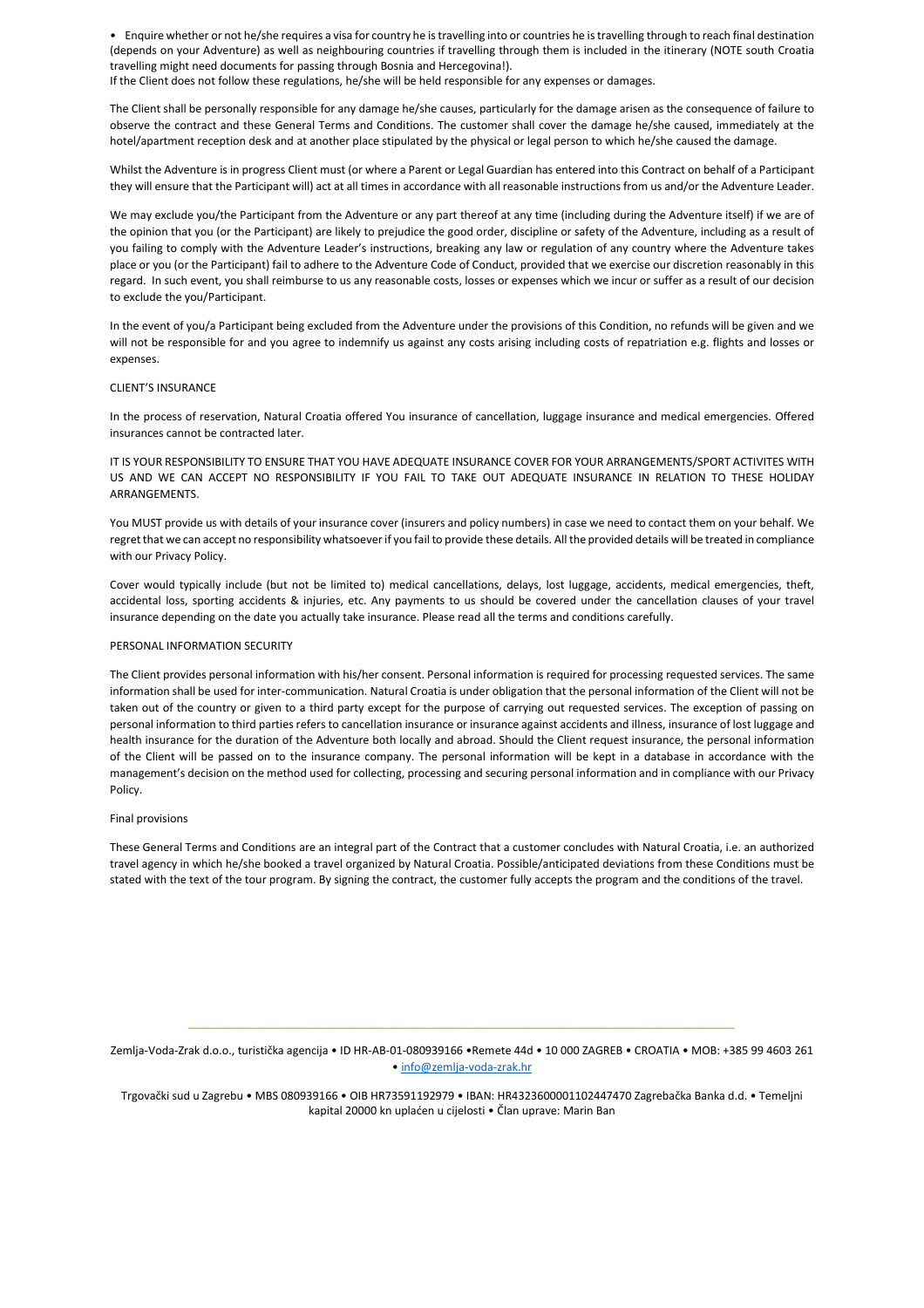- Enquire whether or not he/she requires a visa for country he is travelling into or countries he is travelling through to reach final destination (depends on your Adventure) as well as neighbouring countries if travelling through them is included in the itinerary (NOTE south Croatia travelling might need documents for passing through Bosnia and Hercegovina!).

If the Client does not follow these regulations, he/she will be held responsible for any expenses or damages.

The Client shall be personally responsible for any damage he/she causes, particularly for the damage arisen as the consequence of failure to observe the contract and these General Terms and Conditions. The customer shall cover the damage he/she caused, immediately at the hotel/apartment reception desk and at another place stipulated by the physical or legal person to which he/she caused the damage.

Whilst the Adventure is in progress Client must (or where a Parent or Legal Guardian has entered into this Contract on behalf of a Participant they will ensure that the Participant will) act at all times in accordance with all reasonable instructions from us and/or the Adventure Leader.

We may exclude you/the Participant from the Adventure or any part thereof at any time (including during the Adventure itself) if we are of the opinion that you (or the Participant) are likely to prejudice the good order, discipline or safety of the Adventure, including as a result of you failing to comply with the Adventure Leader's instructions, breaking any law or regulation of any country where the Adventure takes place or you (or the Participant) fail to adhere to the Adventure Code of Conduct, provided that we exercise our discretion reasonably in this regard. In such event, you shall reimburse to us any reasonable costs, losses or expenses which we incur or suffer as a result of our decision to exclude the you/Participant.

In the event of you/a Participant being excluded from the Adventure under the provisions of this Condition, no refunds will be given and we will not be responsible for and you agree to indemnify us against any costs arising including costs of repatriation e.g. flights and losses or expenses.

## CLIENT'S INSURANCE

In the process of reservation, Natural Croatia offered You insurance of cancellation, luggage insurance and medical emergencies. Offered insurances cannot be contracted later.

IT IS YOUR RESPONSIBILITY TO ENSURE THAT YOU HAVE ADEQUATE INSURANCE COVER FOR YOUR ARRANGEMENTS/SPORT ACTIVITES WITH US AND WE CAN ACCEPT NO RESPONSIBILITY IF YOU FAIL TO TAKE OUT ADEQUATE INSURANCE IN RELATION TO THESE HOLIDAY ARRANGEMENTS.

You MUST provide us with details of your insurance cover (insurers and policy numbers) in case we need to contact them on your behalf. We regret that we can accept no responsibility whatsoever if you fail to provide these details. All the provided details will be treated in compliance with our Privacy Policy.

Cover would typically include (but not be limited to) medical cancellations, delays, lost luggage, accidents, medical emergencies, theft, accidental loss, sporting accidents & injuries, etc. Any payments to us should be covered under the cancellation clauses of your travel insurance depending on the date you actually take insurance. Please read all the terms and conditions carefully.

## PERSONAL INFORMATION SECURITY

The Client provides personal information with his/her consent. Personal information is required for processing requested services. The same information shall be used for inter-communication. Natural Croatia is under obligation that the personal information of the Client will not be taken out of the country or given to a third party except for the purpose of carrying out requested services. The exception of passing on personal information to third parties refers to cancellation insurance or insurance against accidents and illness, insurance of lost luggage and health insurance for the duration of the Adventure both locally and abroad. Should the Client request insurance, the personal information of the Client will be passed on to the insurance company. The personal information will be kept in a database in accordance with the management's decision on the method used for collecting, processing and securing personal information and in compliance with our Privacy Policy.

## Final provisions

These General Terms and Conditions are an integral part of the Contract that a customer concludes with Natural Croatia, i.e. an authorized travel agency in which he/she booked a travel organized by Natural Croatia. Possible/anticipated deviations from these Conditions must be stated with the text of the tour program. By signing the contract, the customer fully accepts the program and the conditions of the travel.